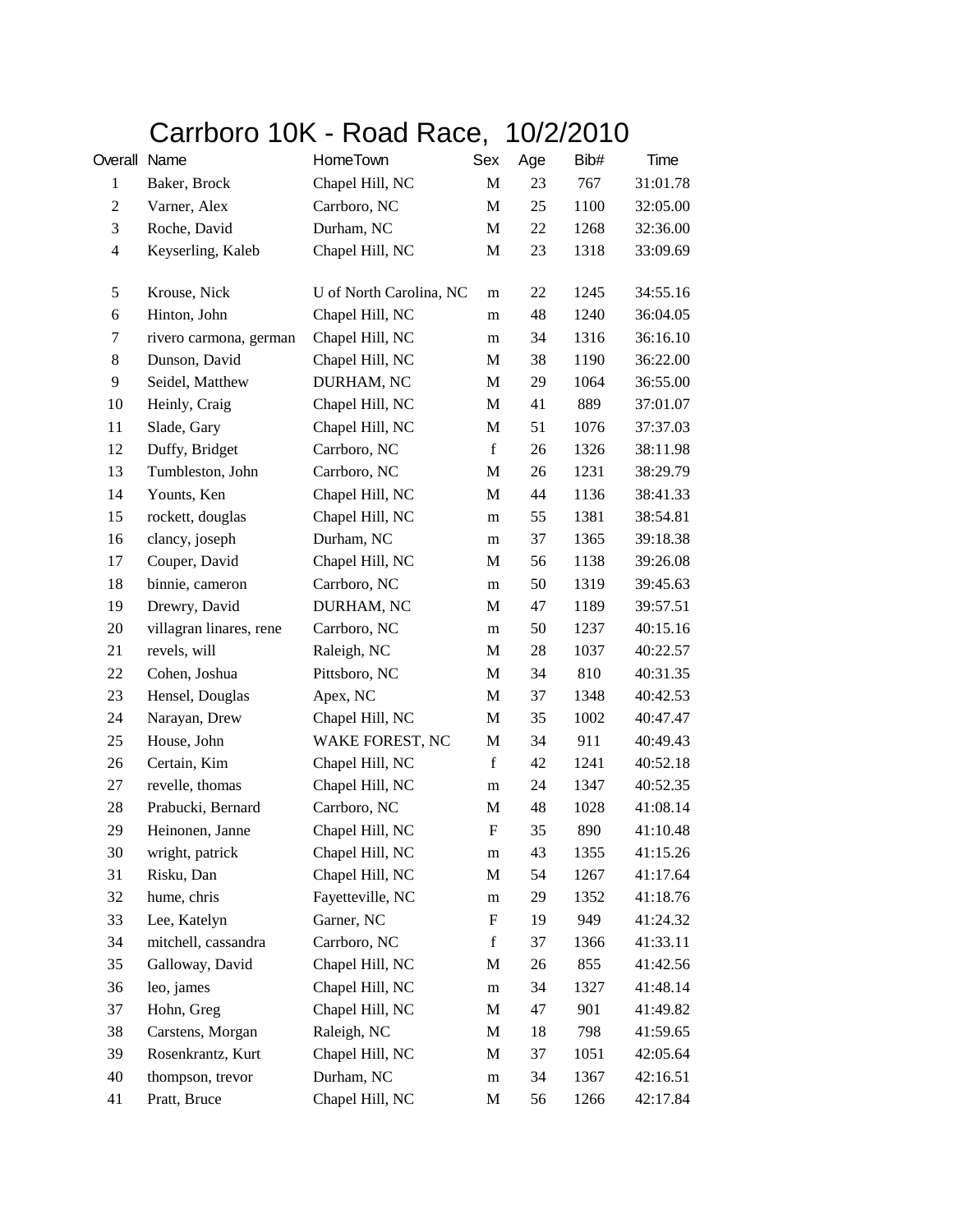# Carrboro 10K - Road Race, 10/2/2010

| Overall | Name | HomeTown | Sex | Age | Bib# | Time |
|---|---|---|---|---|---|---|
| 1 | Baker, Brock | Chapel Hill, NC | M | 23 | 767 | 31:01.78 |
| 2 | Varner, Alex | Carrboro, NC | M | 25 | 1100 | 32:05.00 |
| 3 | Roche, David | Durham, NC | M | 22 | 1268 | 32:36.00 |
| 4 | Keyserling, Kaleb | Chapel Hill, NC | M | 23 | 1318 | 33:09.69 |
| 5 | Krouse, Nick | U of North Carolina, NC | m | 22 | 1245 | 34:55.16 |
| 6 | Hinton, John | Chapel Hill, NC | m | 48 | 1240 | 36:04.05 |
| 7 | rivero carmona, german | Chapel Hill, NC | m | 34 | 1316 | 36:16.10 |
| 8 | Dunson, David | Chapel Hill, NC | M | 38 | 1190 | 36:22.00 |
| 9 | Seidel, Matthew | DURHAM, NC | M | 29 | 1064 | 36:55.00 |
| 10 | Heinly, Craig | Chapel Hill, NC | M | 41 | 889 | 37:01.07 |
| 11 | Slade, Gary | Chapel Hill, NC | M | 51 | 1076 | 37:37.03 |
| 12 | Duffy, Bridget | Carrboro, NC | f | 26 | 1326 | 38:11.98 |
| 13 | Tumbleston, John | Carrboro, NC | M | 26 | 1231 | 38:29.79 |
| 14 | Younts, Ken | Chapel Hill, NC | M | 44 | 1136 | 38:41.33 |
| 15 | rockett, douglas | Chapel Hill, NC | m | 55 | 1381 | 38:54.81 |
| 16 | clancy, joseph | Durham, NC | m | 37 | 1365 | 39:18.38 |
| 17 | Couper, David | Chapel Hill, NC | M | 56 | 1138 | 39:26.08 |
| 18 | binnie, cameron | Carrboro, NC | m | 50 | 1319 | 39:45.63 |
| 19 | Drewry, David | DURHAM, NC | M | 47 | 1189 | 39:57.51 |
| 20 | villagran linares, rene | Carrboro, NC | m | 50 | 1237 | 40:15.16 |
| 21 | revels, will | Raleigh, NC | M | 28 | 1037 | 40:22.57 |
| 22 | Cohen, Joshua | Pittsboro, NC | M | 34 | 810 | 40:31.35 |
| 23 | Hensel, Douglas | Apex, NC | M | 37 | 1348 | 40:42.53 |
| 24 | Narayan, Drew | Chapel Hill, NC | M | 35 | 1002 | 40:47.47 |
| 25 | House, John | WAKE FOREST, NC | M | 34 | 911 | 40:49.43 |
| 26 | Certain, Kim | Chapel Hill, NC | f | 42 | 1241 | 40:52.18 |
| 27 | revelle, thomas | Chapel Hill, NC | m | 24 | 1347 | 40:52.35 |
| 28 | Prabucki, Bernard | Carrboro, NC | M | 48 | 1028 | 41:08.14 |
| 29 | Heinonen, Janne | Chapel Hill, NC | F | 35 | 890 | 41:10.48 |
| 30 | wright, patrick | Chapel Hill, NC | m | 43 | 1355 | 41:15.26 |
| 31 | Risku, Dan | Chapel Hill, NC | M | 54 | 1267 | 41:17.64 |
| 32 | hume, chris | Fayetteville, NC | m | 29 | 1352 | 41:18.76 |
| 33 | Lee, Katelyn | Garner, NC | F | 19 | 949 | 41:24.32 |
| 34 | mitchell, cassandra | Carrboro, NC | f | 37 | 1366 | 41:33.11 |
| 35 | Galloway, David | Chapel Hill, NC | M | 26 | 855 | 41:42.56 |
| 36 | leo, james | Chapel Hill, NC | m | 34 | 1327 | 41:48.14 |
| 37 | Hohn, Greg | Chapel Hill, NC | M | 47 | 901 | 41:49.82 |
| 38 | Carstens, Morgan | Raleigh, NC | M | 18 | 798 | 41:59.65 |
| 39 | Rosenkrantz, Kurt | Chapel Hill, NC | M | 37 | 1051 | 42:05.64 |
| 40 | thompson, trevor | Durham, NC | m | 34 | 1367 | 42:16.51 |
| 41 | Pratt, Bruce | Chapel Hill, NC | M | 56 | 1266 | 42:17.84 |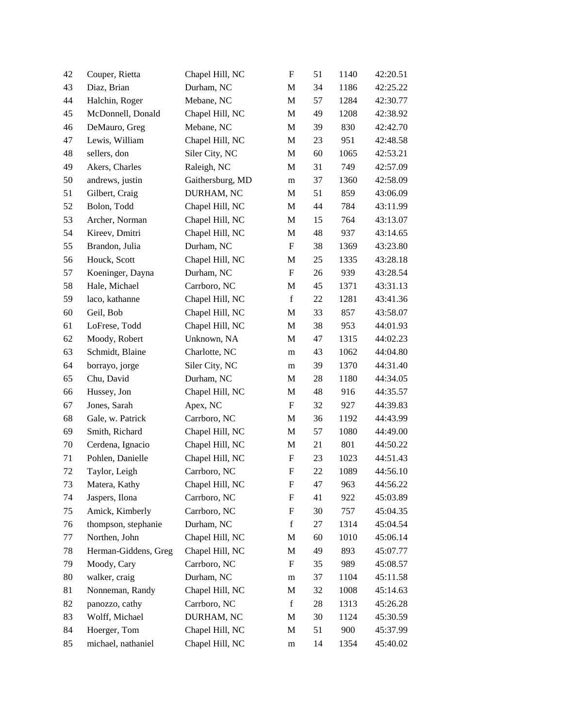| | | | | | | |
|---|---|---|---|---|---|---|
| 42 | Couper, Rietta | Chapel Hill, NC | F | 51 | 1140 | 42:20.51 |
| 43 | Diaz, Brian | Durham, NC | M | 34 | 1186 | 42:25.22 |
| 44 | Halchin, Roger | Mebane, NC | M | 57 | 1284 | 42:30.77 |
| 45 | McDonnell, Donald | Chapel Hill, NC | M | 49 | 1208 | 42:38.92 |
| 46 | DeMauro, Greg | Mebane, NC | M | 39 | 830 | 42:42.70 |
| 47 | Lewis, William | Chapel Hill, NC | M | 23 | 951 | 42:48.58 |
| 48 | sellers, don | Siler City, NC | M | 60 | 1065 | 42:53.21 |
| 49 | Akers, Charles | Raleigh, NC | M | 31 | 749 | 42:57.09 |
| 50 | andrews, justin | Gaithersburg, MD | m | 37 | 1360 | 42:58.09 |
| 51 | Gilbert, Craig | DURHAM, NC | M | 51 | 859 | 43:06.09 |
| 52 | Bolon, Todd | Chapel Hill, NC | M | 44 | 784 | 43:11.99 |
| 53 | Archer, Norman | Chapel Hill, NC | M | 15 | 764 | 43:13.07 |
| 54 | Kireev, Dmitri | Chapel Hill, NC | M | 48 | 937 | 43:14.65 |
| 55 | Brandon, Julia | Durham, NC | F | 38 | 1369 | 43:23.80 |
| 56 | Houck, Scott | Chapel Hill, NC | M | 25 | 1335 | 43:28.18 |
| 57 | Koeninger, Dayna | Durham, NC | F | 26 | 939 | 43:28.54 |
| 58 | Hale, Michael | Carrboro, NC | M | 45 | 1371 | 43:31.13 |
| 59 | laco, kathanne | Chapel Hill, NC | f | 22 | 1281 | 43:41.36 |
| 60 | Geil, Bob | Chapel Hill, NC | M | 33 | 857 | 43:58.07 |
| 61 | LoFrese, Todd | Chapel Hill, NC | M | 38 | 953 | 44:01.93 |
| 62 | Moody, Robert | Unknown, NA | M | 47 | 1315 | 44:02.23 |
| 63 | Schmidt, Blaine | Charlotte, NC | m | 43 | 1062 | 44:04.80 |
| 64 | borrayo, jorge | Siler City, NC | m | 39 | 1370 | 44:31.40 |
| 65 | Chu, David | Durham, NC | M | 28 | 1180 | 44:34.05 |
| 66 | Hussey, Jon | Chapel Hill, NC | M | 48 | 916 | 44:35.57 |
| 67 | Jones, Sarah | Apex, NC | F | 32 | 927 | 44:39.83 |
| 68 | Gale, w. Patrick | Carrboro, NC | M | 36 | 1192 | 44:43.99 |
| 69 | Smith, Richard | Chapel Hill, NC | M | 57 | 1080 | 44:49.00 |
| 70 | Cerdena, Ignacio | Chapel Hill, NC | M | 21 | 801 | 44:50.22 |
| 71 | Pohlen, Danielle | Chapel Hill, NC | F | 23 | 1023 | 44:51.43 |
| 72 | Taylor, Leigh | Carrboro, NC | F | 22 | 1089 | 44:56.10 |
| 73 | Matera, Kathy | Chapel Hill, NC | F | 47 | 963 | 44:56.22 |
| 74 | Jaspers, Ilona | Carrboro, NC | F | 41 | 922 | 45:03.89 |
| 75 | Amick, Kimberly | Carrboro, NC | F | 30 | 757 | 45:04.35 |
| 76 | thompson, stephanie | Durham, NC | f | 27 | 1314 | 45:04.54 |
| 77 | Northen, John | Chapel Hill, NC | M | 60 | 1010 | 45:06.14 |
| 78 | Herman-Giddens, Greg | Chapel Hill, NC | M | 49 | 893 | 45:07.77 |
| 79 | Moody, Cary | Carrboro, NC | F | 35 | 989 | 45:08.57 |
| 80 | walker, craig | Durham, NC | m | 37 | 1104 | 45:11.58 |
| 81 | Nonneman, Randy | Chapel Hill, NC | M | 32 | 1008 | 45:14.63 |
| 82 | panozzo, cathy | Carrboro, NC | f | 28 | 1313 | 45:26.28 |
| 83 | Wolff, Michael | DURHAM, NC | M | 30 | 1124 | 45:30.59 |
| 84 | Hoerger, Tom | Chapel Hill, NC | M | 51 | 900 | 45:37.99 |
| 85 | michael, nathaniel | Chapel Hill, NC | m | 14 | 1354 | 45:40.02 |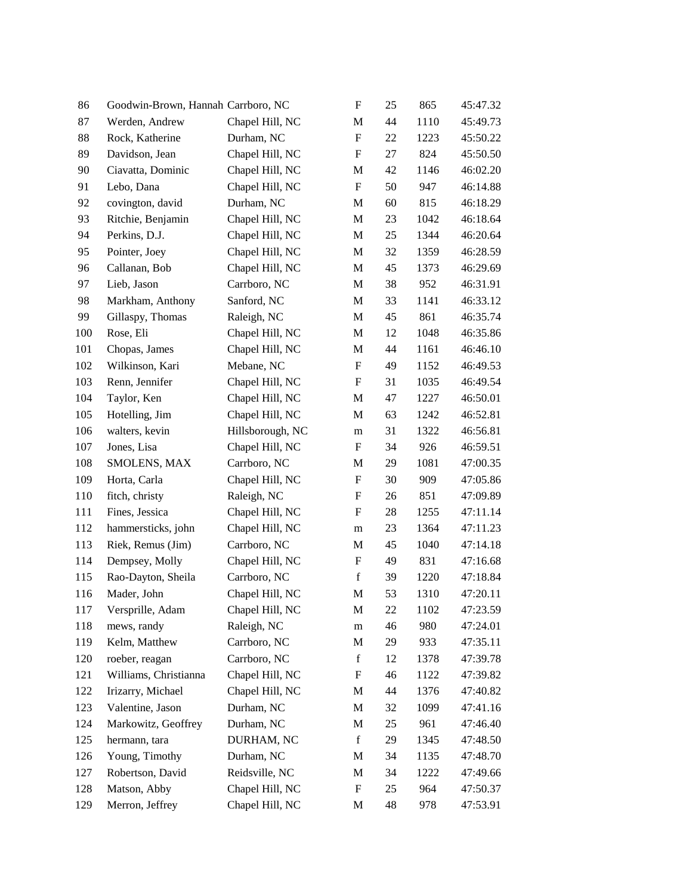| | | | | | | |
|---|---|---|---|---|---|---|
| 86 | Goodwin-Brown, Hannah | Carrboro, NC | F | 25 | 865 | 45:47.32 |
| 87 | Werden, Andrew | Chapel Hill, NC | M | 44 | 1110 | 45:49.73 |
| 88 | Rock, Katherine | Durham, NC | F | 22 | 1223 | 45:50.22 |
| 89 | Davidson, Jean | Chapel Hill, NC | F | 27 | 824 | 45:50.50 |
| 90 | Ciavatta, Dominic | Chapel Hill, NC | M | 42 | 1146 | 46:02.20 |
| 91 | Lebo, Dana | Chapel Hill, NC | F | 50 | 947 | 46:14.88 |
| 92 | covington, david | Durham, NC | M | 60 | 815 | 46:18.29 |
| 93 | Ritchie, Benjamin | Chapel Hill, NC | M | 23 | 1042 | 46:18.64 |
| 94 | Perkins, D.J. | Chapel Hill, NC | M | 25 | 1344 | 46:20.64 |
| 95 | Pointer, Joey | Chapel Hill, NC | M | 32 | 1359 | 46:28.59 |
| 96 | Callanan, Bob | Chapel Hill, NC | M | 45 | 1373 | 46:29.69 |
| 97 | Lieb, Jason | Carrboro, NC | M | 38 | 952 | 46:31.91 |
| 98 | Markham, Anthony | Sanford, NC | M | 33 | 1141 | 46:33.12 |
| 99 | Gillaspy, Thomas | Raleigh, NC | M | 45 | 861 | 46:35.74 |
| 100 | Rose, Eli | Chapel Hill, NC | M | 12 | 1048 | 46:35.86 |
| 101 | Chopas, James | Chapel Hill, NC | M | 44 | 1161 | 46:46.10 |
| 102 | Wilkinson, Kari | Mebane, NC | F | 49 | 1152 | 46:49.53 |
| 103 | Renn, Jennifer | Chapel Hill, NC | F | 31 | 1035 | 46:49.54 |
| 104 | Taylor, Ken | Chapel Hill, NC | M | 47 | 1227 | 46:50.01 |
| 105 | Hotelling, Jim | Chapel Hill, NC | M | 63 | 1242 | 46:52.81 |
| 106 | walters, kevin | Hillsborough, NC | m | 31 | 1322 | 46:56.81 |
| 107 | Jones, Lisa | Chapel Hill, NC | F | 34 | 926 | 46:59.51 |
| 108 | SMOLENS, MAX | Carrboro, NC | M | 29 | 1081 | 47:00.35 |
| 109 | Horta, Carla | Chapel Hill, NC | F | 30 | 909 | 47:05.86 |
| 110 | fitch, christy | Raleigh, NC | F | 26 | 851 | 47:09.89 |
| 111 | Fines, Jessica | Chapel Hill, NC | F | 28 | 1255 | 47:11.14 |
| 112 | hammersticks, john | Chapel Hill, NC | m | 23 | 1364 | 47:11.23 |
| 113 | Riek, Remus (Jim) | Carrboro, NC | M | 45 | 1040 | 47:14.18 |
| 114 | Dempsey, Molly | Chapel Hill, NC | F | 49 | 831 | 47:16.68 |
| 115 | Rao-Dayton, Sheila | Carrboro, NC | f | 39 | 1220 | 47:18.84 |
| 116 | Mader, John | Chapel Hill, NC | M | 53 | 1310 | 47:20.11 |
| 117 | Versprille, Adam | Chapel Hill, NC | M | 22 | 1102 | 47:23.59 |
| 118 | mews, randy | Raleigh, NC | m | 46 | 980 | 47:24.01 |
| 119 | Kelm, Matthew | Carrboro, NC | M | 29 | 933 | 47:35.11 |
| 120 | roeber, reagan | Carrboro, NC | f | 12 | 1378 | 47:39.78 |
| 121 | Williams, Christianna | Chapel Hill, NC | F | 46 | 1122 | 47:39.82 |
| 122 | Irizarry, Michael | Chapel Hill, NC | M | 44 | 1376 | 47:40.82 |
| 123 | Valentine, Jason | Durham, NC | M | 32 | 1099 | 47:41.16 |
| 124 | Markowitz, Geoffrey | Durham, NC | M | 25 | 961 | 47:46.40 |
| 125 | hermann, tara | DURHAM, NC | f | 29 | 1345 | 47:48.50 |
| 126 | Young, Timothy | Durham, NC | M | 34 | 1135 | 47:48.70 |
| 127 | Robertson, David | Reidsville, NC | M | 34 | 1222 | 47:49.66 |
| 128 | Matson, Abby | Chapel Hill, NC | F | 25 | 964 | 47:50.37 |
| 129 | Merron, Jeffrey | Chapel Hill, NC | M | 48 | 978 | 47:53.91 |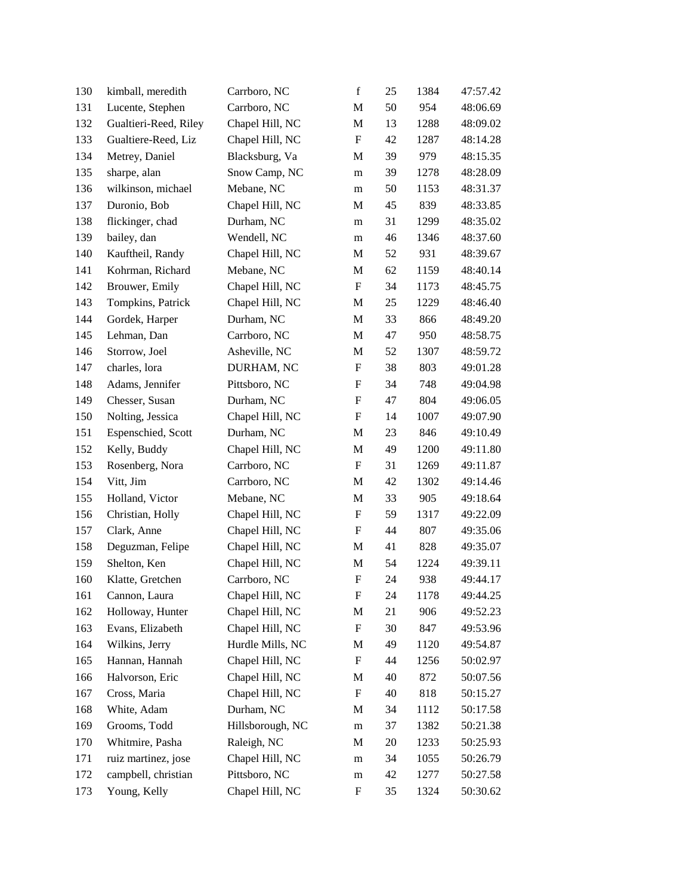| | | | | | | |
|---|---|---|---|---|---|---|
| 130 | kimball, meredith | Carrboro, NC | f | 25 | 1384 | 47:57.42 |
| 131 | Lucente, Stephen | Carrboro, NC | M | 50 | 954 | 48:06.69 |
| 132 | Gualtieri-Reed, Riley | Chapel Hill, NC | M | 13 | 1288 | 48:09.02 |
| 133 | Gualtiere-Reed, Liz | Chapel Hill, NC | F | 42 | 1287 | 48:14.28 |
| 134 | Metrey, Daniel | Blacksburg, Va | M | 39 | 979 | 48:15.35 |
| 135 | sharpe, alan | Snow Camp, NC | m | 39 | 1278 | 48:28.09 |
| 136 | wilkinson, michael | Mebane, NC | m | 50 | 1153 | 48:31.37 |
| 137 | Duronio, Bob | Chapel Hill, NC | M | 45 | 839 | 48:33.85 |
| 138 | flickinger, chad | Durham, NC | m | 31 | 1299 | 48:35.02 |
| 139 | bailey, dan | Wendell, NC | m | 46 | 1346 | 48:37.60 |
| 140 | Kauftheil, Randy | Chapel Hill, NC | M | 52 | 931 | 48:39.67 |
| 141 | Kohrman, Richard | Mebane, NC | M | 62 | 1159 | 48:40.14 |
| 142 | Brouwer, Emily | Chapel Hill, NC | F | 34 | 1173 | 48:45.75 |
| 143 | Tompkins, Patrick | Chapel Hill, NC | M | 25 | 1229 | 48:46.40 |
| 144 | Gordek, Harper | Durham, NC | M | 33 | 866 | 48:49.20 |
| 145 | Lehman, Dan | Carrboro, NC | M | 47 | 950 | 48:58.75 |
| 146 | Storrow, Joel | Asheville, NC | M | 52 | 1307 | 48:59.72 |
| 147 | charles, lora | DURHAM, NC | F | 38 | 803 | 49:01.28 |
| 148 | Adams, Jennifer | Pittsboro, NC | F | 34 | 748 | 49:04.98 |
| 149 | Chesser, Susan | Durham, NC | F | 47 | 804 | 49:06.05 |
| 150 | Nolting, Jessica | Chapel Hill, NC | F | 14 | 1007 | 49:07.90 |
| 151 | Espenschied, Scott | Durham, NC | M | 23 | 846 | 49:10.49 |
| 152 | Kelly, Buddy | Chapel Hill, NC | M | 49 | 1200 | 49:11.80 |
| 153 | Rosenberg, Nora | Carrboro, NC | F | 31 | 1269 | 49:11.87 |
| 154 | Vitt, Jim | Carrboro, NC | M | 42 | 1302 | 49:14.46 |
| 155 | Holland, Victor | Mebane, NC | M | 33 | 905 | 49:18.64 |
| 156 | Christian, Holly | Chapel Hill, NC | F | 59 | 1317 | 49:22.09 |
| 157 | Clark, Anne | Chapel Hill, NC | F | 44 | 807 | 49:35.06 |
| 158 | Deguzman, Felipe | Chapel Hill, NC | M | 41 | 828 | 49:35.07 |
| 159 | Shelton, Ken | Chapel Hill, NC | M | 54 | 1224 | 49:39.11 |
| 160 | Klatte, Gretchen | Carrboro, NC | F | 24 | 938 | 49:44.17 |
| 161 | Cannon, Laura | Chapel Hill, NC | F | 24 | 1178 | 49:44.25 |
| 162 | Holloway, Hunter | Chapel Hill, NC | M | 21 | 906 | 49:52.23 |
| 163 | Evans, Elizabeth | Chapel Hill, NC | F | 30 | 847 | 49:53.96 |
| 164 | Wilkins, Jerry | Hurdle Mills, NC | M | 49 | 1120 | 49:54.87 |
| 165 | Hannan, Hannah | Chapel Hill, NC | F | 44 | 1256 | 50:02.97 |
| 166 | Halvorson, Eric | Chapel Hill, NC | M | 40 | 872 | 50:07.56 |
| 167 | Cross, Maria | Chapel Hill, NC | F | 40 | 818 | 50:15.27 |
| 168 | White, Adam | Durham, NC | M | 34 | 1112 | 50:17.58 |
| 169 | Grooms, Todd | Hillsborough, NC | m | 37 | 1382 | 50:21.38 |
| 170 | Whitmire, Pasha | Raleigh, NC | M | 20 | 1233 | 50:25.93 |
| 171 | ruiz martinez, jose | Chapel Hill, NC | m | 34 | 1055 | 50:26.79 |
| 172 | campbell, christian | Pittsboro, NC | m | 42 | 1277 | 50:27.58 |
| 173 | Young, Kelly | Chapel Hill, NC | F | 35 | 1324 | 50:30.62 |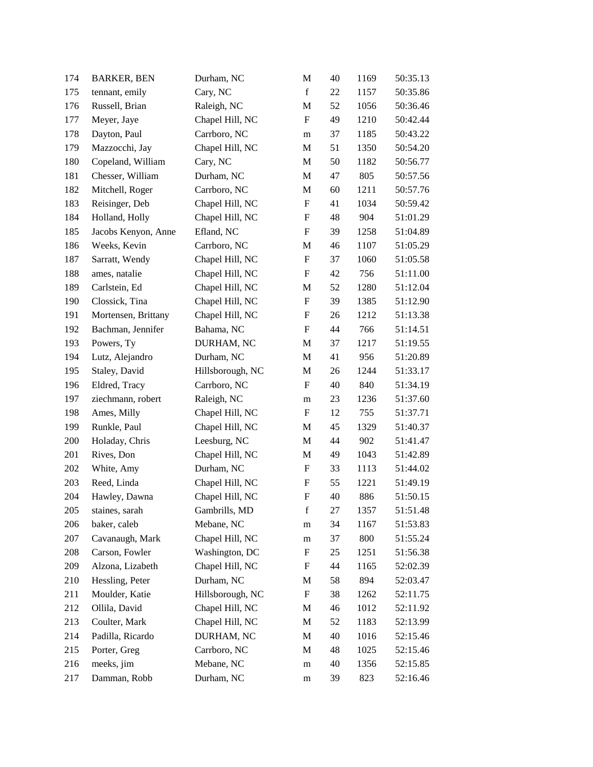| 174 | BARKER, BEN | Durham, NC | M | 40 | 1169 | 50:35.13 |
|---|---|---|---|---|---|---|
| 175 | tennant, emily | Cary, NC | f | 22 | 1157 | 50:35.86 |
| 176 | Russell, Brian | Raleigh, NC | M | 52 | 1056 | 50:36.46 |
| 177 | Meyer, Jaye | Chapel Hill, NC | F | 49 | 1210 | 50:42.44 |
| 178 | Dayton, Paul | Carrboro, NC | m | 37 | 1185 | 50:43.22 |
| 179 | Mazzocchi, Jay | Chapel Hill, NC | M | 51 | 1350 | 50:54.20 |
| 180 | Copeland, William | Cary, NC | M | 50 | 1182 | 50:56.77 |
| 181 | Chesser, William | Durham, NC | M | 47 | 805 | 50:57.56 |
| 182 | Mitchell, Roger | Carrboro, NC | M | 60 | 1211 | 50:57.76 |
| 183 | Reisinger, Deb | Chapel Hill, NC | F | 41 | 1034 | 50:59.42 |
| 184 | Holland, Holly | Chapel Hill, NC | F | 48 | 904 | 51:01.29 |
| 185 | Jacobs Kenyon, Anne | Efland, NC | F | 39 | 1258 | 51:04.89 |
| 186 | Weeks, Kevin | Carrboro, NC | M | 46 | 1107 | 51:05.29 |
| 187 | Sarratt, Wendy | Chapel Hill, NC | F | 37 | 1060 | 51:05.58 |
| 188 | ames, natalie | Chapel Hill, NC | F | 42 | 756 | 51:11.00 |
| 189 | Carlstein, Ed | Chapel Hill, NC | M | 52 | 1280 | 51:12.04 |
| 190 | Clossick, Tina | Chapel Hill, NC | F | 39 | 1385 | 51:12.90 |
| 191 | Mortensen, Brittany | Chapel Hill, NC | F | 26 | 1212 | 51:13.38 |
| 192 | Bachman, Jennifer | Bahama, NC | F | 44 | 766 | 51:14.51 |
| 193 | Powers, Ty | DURHAM, NC | M | 37 | 1217 | 51:19.55 |
| 194 | Lutz, Alejandro | Durham, NC | M | 41 | 956 | 51:20.89 |
| 195 | Staley, David | Hillsborough, NC | M | 26 | 1244 | 51:33.17 |
| 196 | Eldred, Tracy | Carrboro, NC | F | 40 | 840 | 51:34.19 |
| 197 | ziechmann, robert | Raleigh, NC | m | 23 | 1236 | 51:37.60 |
| 198 | Ames, Milly | Chapel Hill, NC | F | 12 | 755 | 51:37.71 |
| 199 | Runkle, Paul | Chapel Hill, NC | M | 45 | 1329 | 51:40.37 |
| 200 | Holaday, Chris | Leesburg, NC | M | 44 | 902 | 51:41.47 |
| 201 | Rives, Don | Chapel Hill, NC | M | 49 | 1043 | 51:42.89 |
| 202 | White, Amy | Durham, NC | F | 33 | 1113 | 51:44.02 |
| 203 | Reed, Linda | Chapel Hill, NC | F | 55 | 1221 | 51:49.19 |
| 204 | Hawley, Dawna | Chapel Hill, NC | F | 40 | 886 | 51:50.15 |
| 205 | staines, sarah | Gambrills, MD | f | 27 | 1357 | 51:51.48 |
| 206 | baker, caleb | Mebane, NC | m | 34 | 1167 | 51:53.83 |
| 207 | Cavanaugh, Mark | Chapel Hill, NC | m | 37 | 800 | 51:55.24 |
| 208 | Carson, Fowler | Washington, DC | F | 25 | 1251 | 51:56.38 |
| 209 | Alzona, Lizabeth | Chapel Hill, NC | F | 44 | 1165 | 52:02.39 |
| 210 | Hessling, Peter | Durham, NC | M | 58 | 894 | 52:03.47 |
| 211 | Moulder, Katie | Hillsborough, NC | F | 38 | 1262 | 52:11.75 |
| 212 | Ollila, David | Chapel Hill, NC | M | 46 | 1012 | 52:11.92 |
| 213 | Coulter, Mark | Chapel Hill, NC | M | 52 | 1183 | 52:13.99 |
| 214 | Padilla, Ricardo | DURHAM, NC | M | 40 | 1016 | 52:15.46 |
| 215 | Porter, Greg | Carrboro, NC | M | 48 | 1025 | 52:15.46 |
| 216 | meeks, jim | Mebane, NC | m | 40 | 1356 | 52:15.85 |
| 217 | Damman, Robb | Durham, NC | m | 39 | 823 | 52:16.46 |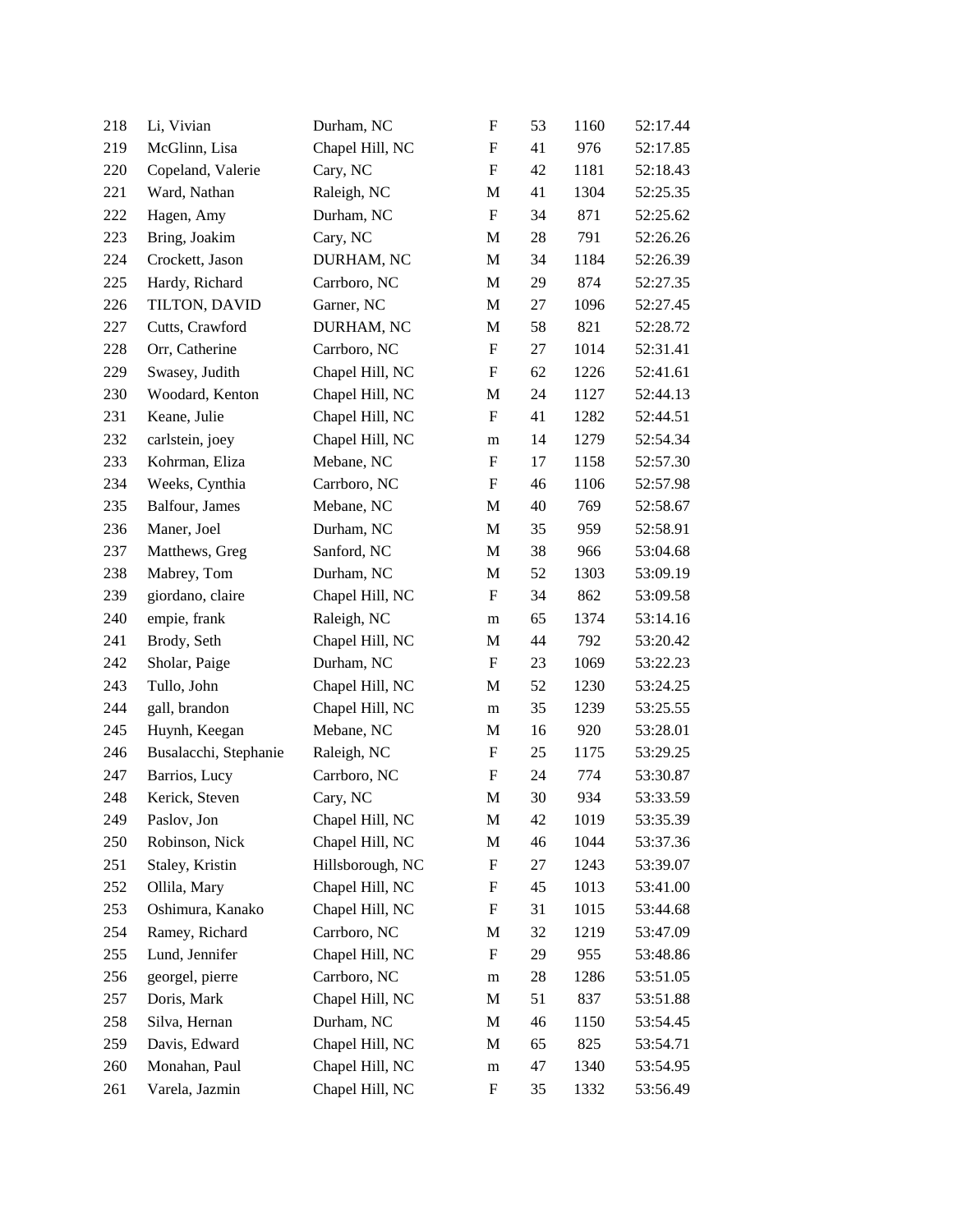| | | | | | | |
|---|---|---|---|---|---|---|
| 218 | Li, Vivian | Durham, NC | F | 53 | 1160 | 52:17.44 |
| 219 | McGlinn, Lisa | Chapel Hill, NC | F | 41 | 976 | 52:17.85 |
| 220 | Copeland, Valerie | Cary, NC | F | 42 | 1181 | 52:18.43 |
| 221 | Ward, Nathan | Raleigh, NC | M | 41 | 1304 | 52:25.35 |
| 222 | Hagen, Amy | Durham, NC | F | 34 | 871 | 52:25.62 |
| 223 | Bring, Joakim | Cary, NC | M | 28 | 791 | 52:26.26 |
| 224 | Crockett, Jason | DURHAM, NC | M | 34 | 1184 | 52:26.39 |
| 225 | Hardy, Richard | Carrboro, NC | M | 29 | 874 | 52:27.35 |
| 226 | TILTON, DAVID | Garner, NC | M | 27 | 1096 | 52:27.45 |
| 227 | Cutts, Crawford | DURHAM, NC | M | 58 | 821 | 52:28.72 |
| 228 | Orr, Catherine | Carrboro, NC | F | 27 | 1014 | 52:31.41 |
| 229 | Swasey, Judith | Chapel Hill, NC | F | 62 | 1226 | 52:41.61 |
| 230 | Woodard, Kenton | Chapel Hill, NC | M | 24 | 1127 | 52:44.13 |
| 231 | Keane, Julie | Chapel Hill, NC | F | 41 | 1282 | 52:44.51 |
| 232 | carlstein, joey | Chapel Hill, NC | m | 14 | 1279 | 52:54.34 |
| 233 | Kohrman, Eliza | Mebane, NC | F | 17 | 1158 | 52:57.30 |
| 234 | Weeks, Cynthia | Carrboro, NC | F | 46 | 1106 | 52:57.98 |
| 235 | Balfour, James | Mebane, NC | M | 40 | 769 | 52:58.67 |
| 236 | Maner, Joel | Durham, NC | M | 35 | 959 | 52:58.91 |
| 237 | Matthews, Greg | Sanford, NC | M | 38 | 966 | 53:04.68 |
| 238 | Mabrey, Tom | Durham, NC | M | 52 | 1303 | 53:09.19 |
| 239 | giordano, claire | Chapel Hill, NC | F | 34 | 862 | 53:09.58 |
| 240 | empie, frank | Raleigh, NC | m | 65 | 1374 | 53:14.16 |
| 241 | Brody, Seth | Chapel Hill, NC | M | 44 | 792 | 53:20.42 |
| 242 | Sholar, Paige | Durham, NC | F | 23 | 1069 | 53:22.23 |
| 243 | Tullo, John | Chapel Hill, NC | M | 52 | 1230 | 53:24.25 |
| 244 | gall, brandon | Chapel Hill, NC | m | 35 | 1239 | 53:25.55 |
| 245 | Huynh, Keegan | Mebane, NC | M | 16 | 920 | 53:28.01 |
| 246 | Busalacchi, Stephanie | Raleigh, NC | F | 25 | 1175 | 53:29.25 |
| 247 | Barrios, Lucy | Carrboro, NC | F | 24 | 774 | 53:30.87 |
| 248 | Kerick, Steven | Cary, NC | M | 30 | 934 | 53:33.59 |
| 249 | Paslov, Jon | Chapel Hill, NC | M | 42 | 1019 | 53:35.39 |
| 250 | Robinson, Nick | Chapel Hill, NC | M | 46 | 1044 | 53:37.36 |
| 251 | Staley, Kristin | Hillsborough, NC | F | 27 | 1243 | 53:39.07 |
| 252 | Ollila, Mary | Chapel Hill, NC | F | 45 | 1013 | 53:41.00 |
| 253 | Oshimura, Kanako | Chapel Hill, NC | F | 31 | 1015 | 53:44.68 |
| 254 | Ramey, Richard | Carrboro, NC | M | 32 | 1219 | 53:47.09 |
| 255 | Lund, Jennifer | Chapel Hill, NC | F | 29 | 955 | 53:48.86 |
| 256 | georgel, pierre | Carrboro, NC | m | 28 | 1286 | 53:51.05 |
| 257 | Doris, Mark | Chapel Hill, NC | M | 51 | 837 | 53:51.88 |
| 258 | Silva, Hernan | Durham, NC | M | 46 | 1150 | 53:54.45 |
| 259 | Davis, Edward | Chapel Hill, NC | M | 65 | 825 | 53:54.71 |
| 260 | Monahan, Paul | Chapel Hill, NC | m | 47 | 1340 | 53:54.95 |
| 261 | Varela, Jazmin | Chapel Hill, NC | F | 35 | 1332 | 53:56.49 |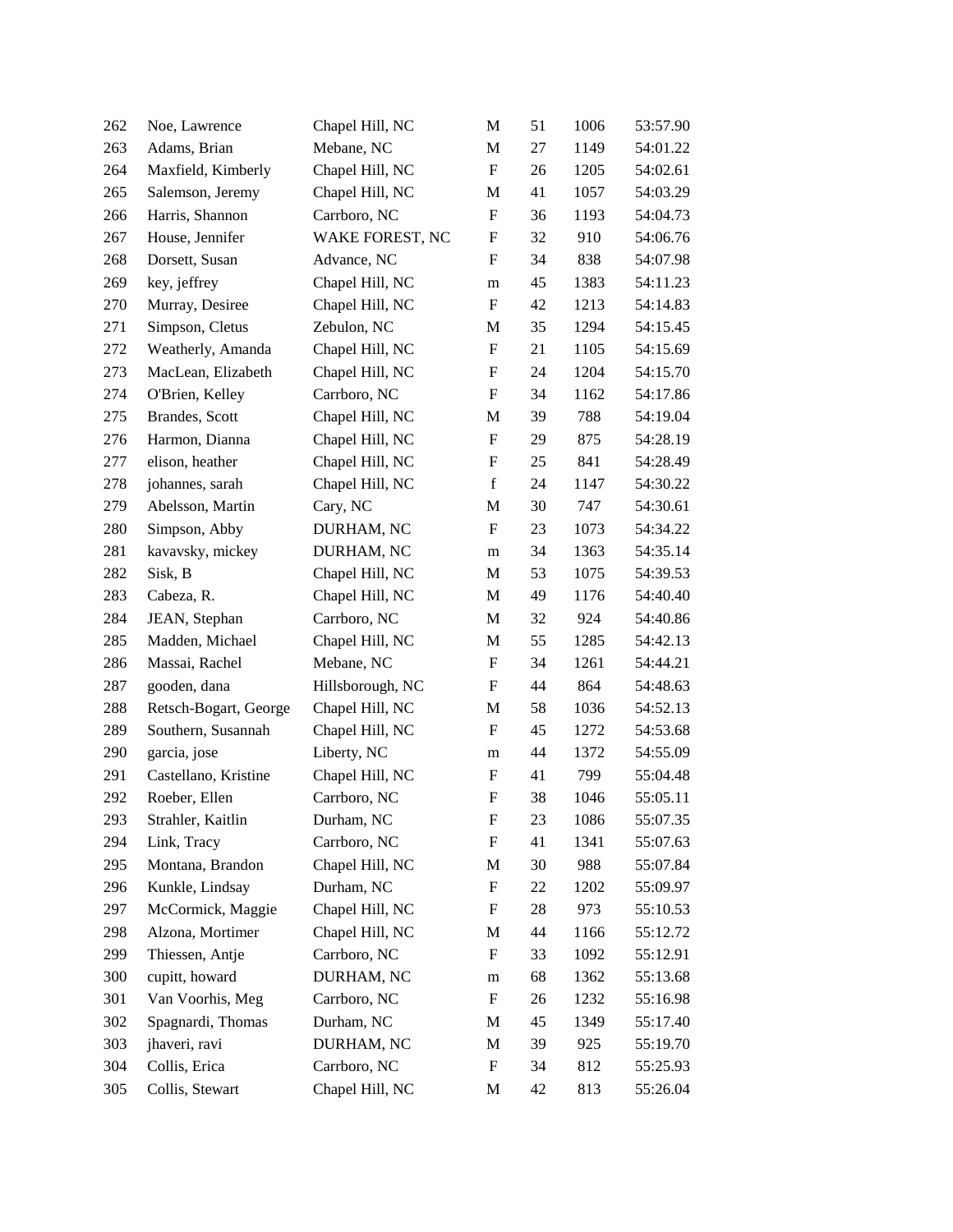| | | | | | | |
|---|---|---|---|---|---|---|
| 262 | Noe, Lawrence | Chapel Hill, NC | M | 51 | 1006 | 53:57.90 |
| 263 | Adams, Brian | Mebane, NC | M | 27 | 1149 | 54:01.22 |
| 264 | Maxfield, Kimberly | Chapel Hill, NC | F | 26 | 1205 | 54:02.61 |
| 265 | Salemson, Jeremy | Chapel Hill, NC | M | 41 | 1057 | 54:03.29 |
| 266 | Harris, Shannon | Carrboro, NC | F | 36 | 1193 | 54:04.73 |
| 267 | House, Jennifer | WAKE FOREST, NC | F | 32 | 910 | 54:06.76 |
| 268 | Dorsett, Susan | Advance, NC | F | 34 | 838 | 54:07.98 |
| 269 | key, jeffrey | Chapel Hill, NC | m | 45 | 1383 | 54:11.23 |
| 270 | Murray, Desiree | Chapel Hill, NC | F | 42 | 1213 | 54:14.83 |
| 271 | Simpson, Cletus | Zebulon, NC | M | 35 | 1294 | 54:15.45 |
| 272 | Weatherly, Amanda | Chapel Hill, NC | F | 21 | 1105 | 54:15.69 |
| 273 | MacLean, Elizabeth | Chapel Hill, NC | F | 24 | 1204 | 54:15.70 |
| 274 | O'Brien, Kelley | Carrboro, NC | F | 34 | 1162 | 54:17.86 |
| 275 | Brandes, Scott | Chapel Hill, NC | M | 39 | 788 | 54:19.04 |
| 276 | Harmon, Dianna | Chapel Hill, NC | F | 29 | 875 | 54:28.19 |
| 277 | elison, heather | Chapel Hill, NC | F | 25 | 841 | 54:28.49 |
| 278 | johannes, sarah | Chapel Hill, NC | f | 24 | 1147 | 54:30.22 |
| 279 | Abelsson, Martin | Cary, NC | M | 30 | 747 | 54:30.61 |
| 280 | Simpson, Abby | DURHAM, NC | F | 23 | 1073 | 54:34.22 |
| 281 | kavavsky, mickey | DURHAM, NC | m | 34 | 1363 | 54:35.14 |
| 282 | Sisk, B | Chapel Hill, NC | M | 53 | 1075 | 54:39.53 |
| 283 | Cabeza, R. | Chapel Hill, NC | M | 49 | 1176 | 54:40.40 |
| 284 | JEAN, Stephan | Carrboro, NC | M | 32 | 924 | 54:40.86 |
| 285 | Madden, Michael | Chapel Hill, NC | M | 55 | 1285 | 54:42.13 |
| 286 | Massai, Rachel | Mebane, NC | F | 34 | 1261 | 54:44.21 |
| 287 | gooden, dana | Hillsborough, NC | F | 44 | 864 | 54:48.63 |
| 288 | Retsch-Bogart, George | Chapel Hill, NC | M | 58 | 1036 | 54:52.13 |
| 289 | Southern, Susannah | Chapel Hill, NC | F | 45 | 1272 | 54:53.68 |
| 290 | garcia, jose | Liberty, NC | m | 44 | 1372 | 54:55.09 |
| 291 | Castellano, Kristine | Chapel Hill, NC | F | 41 | 799 | 55:04.48 |
| 292 | Roeber, Ellen | Carrboro, NC | F | 38 | 1046 | 55:05.11 |
| 293 | Strahler, Kaitlin | Durham, NC | F | 23 | 1086 | 55:07.35 |
| 294 | Link, Tracy | Carrboro, NC | F | 41 | 1341 | 55:07.63 |
| 295 | Montana, Brandon | Chapel Hill, NC | M | 30 | 988 | 55:07.84 |
| 296 | Kunkle, Lindsay | Durham, NC | F | 22 | 1202 | 55:09.97 |
| 297 | McCormick, Maggie | Chapel Hill, NC | F | 28 | 973 | 55:10.53 |
| 298 | Alzona, Mortimer | Chapel Hill, NC | M | 44 | 1166 | 55:12.72 |
| 299 | Thiessen, Antje | Carrboro, NC | F | 33 | 1092 | 55:12.91 |
| 300 | cupitt, howard | DURHAM, NC | m | 68 | 1362 | 55:13.68 |
| 301 | Van Voorhis, Meg | Carrboro, NC | F | 26 | 1232 | 55:16.98 |
| 302 | Spagnardi, Thomas | Durham, NC | M | 45 | 1349 | 55:17.40 |
| 303 | jhaveri, ravi | DURHAM, NC | M | 39 | 925 | 55:19.70 |
| 304 | Collis, Erica | Carrboro, NC | F | 34 | 812 | 55:25.93 |
| 305 | Collis, Stewart | Chapel Hill, NC | M | 42 | 813 | 55:26.04 |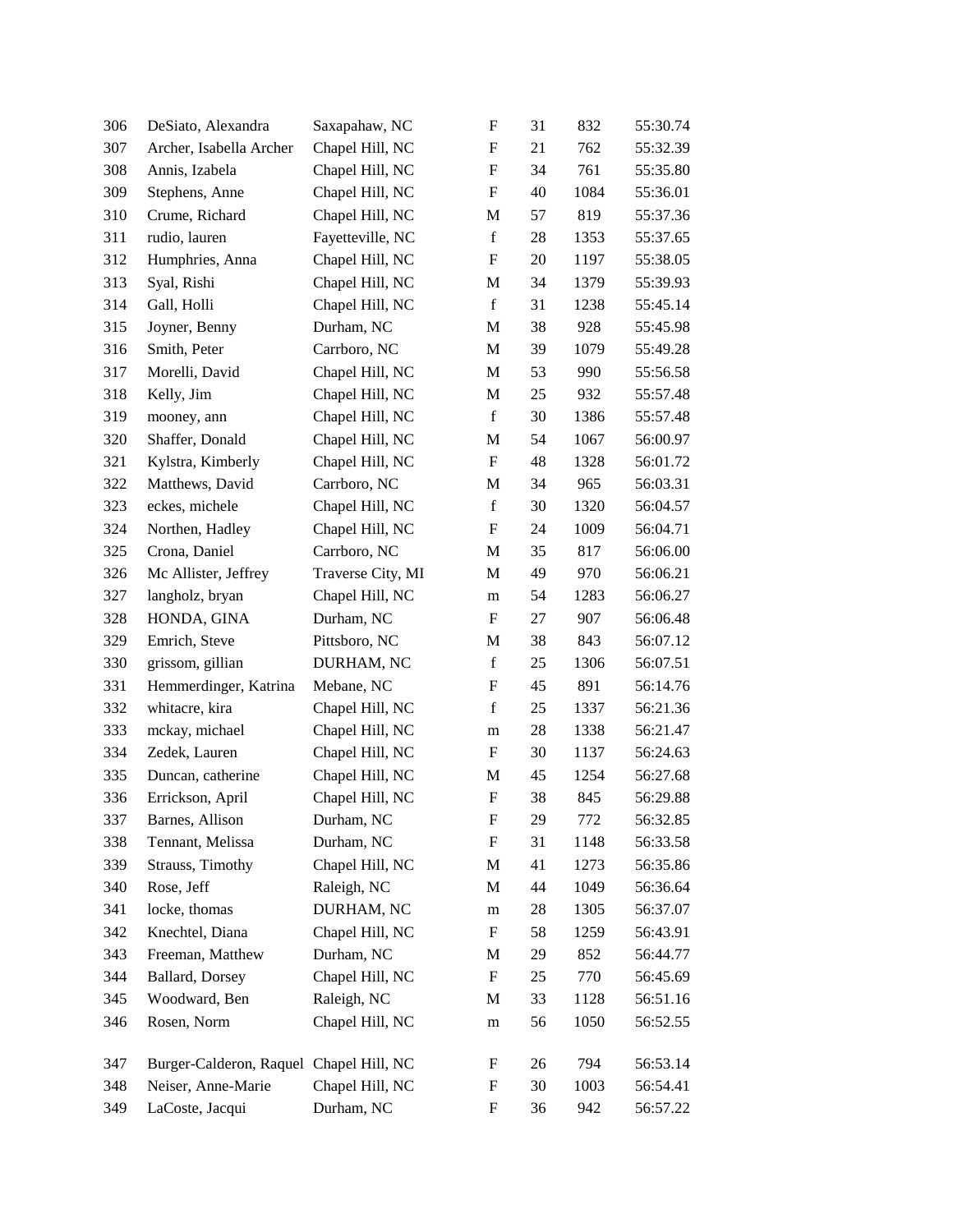| | | | | | | |
|---|---|---|---|---|---|---|
| 306 | DeSiato, Alexandra | Saxapahaw, NC | F | 31 | 832 | 55:30.74 |
| 307 | Archer, Isabella Archer | Chapel Hill, NC | F | 21 | 762 | 55:32.39 |
| 308 | Annis, Izabela | Chapel Hill, NC | F | 34 | 761 | 55:35.80 |
| 309 | Stephens, Anne | Chapel Hill, NC | F | 40 | 1084 | 55:36.01 |
| 310 | Crume, Richard | Chapel Hill, NC | M | 57 | 819 | 55:37.36 |
| 311 | rudio, lauren | Fayetteville, NC | f | 28 | 1353 | 55:37.65 |
| 312 | Humphries, Anna | Chapel Hill, NC | F | 20 | 1197 | 55:38.05 |
| 313 | Syal, Rishi | Chapel Hill, NC | M | 34 | 1379 | 55:39.93 |
| 314 | Gall, Holli | Chapel Hill, NC | f | 31 | 1238 | 55:45.14 |
| 315 | Joyner, Benny | Durham, NC | M | 38 | 928 | 55:45.98 |
| 316 | Smith, Peter | Carrboro, NC | M | 39 | 1079 | 55:49.28 |
| 317 | Morelli, David | Chapel Hill, NC | M | 53 | 990 | 55:56.58 |
| 318 | Kelly, Jim | Chapel Hill, NC | M | 25 | 932 | 55:57.48 |
| 319 | mooney, ann | Chapel Hill, NC | f | 30 | 1386 | 55:57.48 |
| 320 | Shaffer, Donald | Chapel Hill, NC | M | 54 | 1067 | 56:00.97 |
| 321 | Kylstra, Kimberly | Chapel Hill, NC | F | 48 | 1328 | 56:01.72 |
| 322 | Matthews, David | Carrboro, NC | M | 34 | 965 | 56:03.31 |
| 323 | eckes, michele | Chapel Hill, NC | f | 30 | 1320 | 56:04.57 |
| 324 | Northen, Hadley | Chapel Hill, NC | F | 24 | 1009 | 56:04.71 |
| 325 | Crona, Daniel | Carrboro, NC | M | 35 | 817 | 56:06.00 |
| 326 | Mc Allister, Jeffrey | Traverse City, MI | M | 49 | 970 | 56:06.21 |
| 327 | langholz, bryan | Chapel Hill, NC | m | 54 | 1283 | 56:06.27 |
| 328 | HONDA, GINA | Durham, NC | F | 27 | 907 | 56:06.48 |
| 329 | Emrich, Steve | Pittsboro, NC | M | 38 | 843 | 56:07.12 |
| 330 | grissom, gillian | DURHAM, NC | f | 25 | 1306 | 56:07.51 |
| 331 | Hemmerdinger, Katrina | Mebane, NC | F | 45 | 891 | 56:14.76 |
| 332 | whitacre, kira | Chapel Hill, NC | f | 25 | 1337 | 56:21.36 |
| 333 | mckay, michael | Chapel Hill, NC | m | 28 | 1338 | 56:21.47 |
| 334 | Zedek, Lauren | Chapel Hill, NC | F | 30 | 1137 | 56:24.63 |
| 335 | Duncan, catherine | Chapel Hill, NC | M | 45 | 1254 | 56:27.68 |
| 336 | Errickson, April | Chapel Hill, NC | F | 38 | 845 | 56:29.88 |
| 337 | Barnes, Allison | Durham, NC | F | 29 | 772 | 56:32.85 |
| 338 | Tennant, Melissa | Durham, NC | F | 31 | 1148 | 56:33.58 |
| 339 | Strauss, Timothy | Chapel Hill, NC | M | 41 | 1273 | 56:35.86 |
| 340 | Rose, Jeff | Raleigh, NC | M | 44 | 1049 | 56:36.64 |
| 341 | locke, thomas | DURHAM, NC | m | 28 | 1305 | 56:37.07 |
| 342 | Knechtel, Diana | Chapel Hill, NC | F | 58 | 1259 | 56:43.91 |
| 343 | Freeman, Matthew | Durham, NC | M | 29 | 852 | 56:44.77 |
| 344 | Ballard, Dorsey | Chapel Hill, NC | F | 25 | 770 | 56:45.69 |
| 345 | Woodward, Ben | Raleigh, NC | M | 33 | 1128 | 56:51.16 |
| 346 | Rosen, Norm | Chapel Hill, NC | m | 56 | 1050 | 56:52.55 |
| 347 | Burger-Calderon, Raquel | Chapel Hill, NC | F | 26 | 794 | 56:53.14 |
| 348 | Neiser, Anne-Marie | Chapel Hill, NC | F | 30 | 1003 | 56:54.41 |
| 349 | LaCoste, Jacqui | Durham, NC | F | 36 | 942 | 56:57.22 |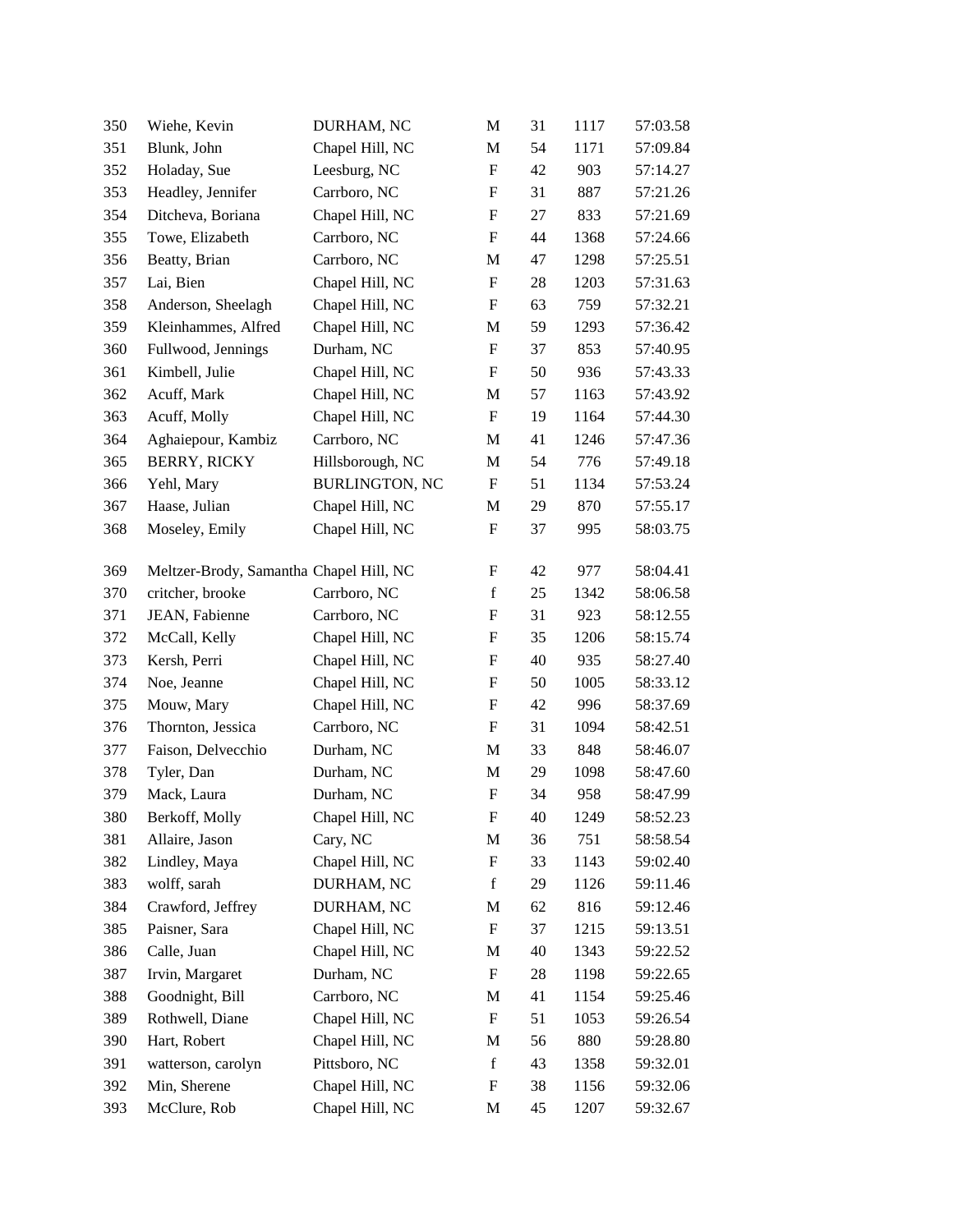| | | | | | | |
|---|---|---|---|---|---|---|
| 350 | Wiehe, Kevin | DURHAM, NC | M | 31 | 1117 | 57:03.58 |
| 351 | Blunk, John | Chapel Hill, NC | M | 54 | 1171 | 57:09.84 |
| 352 | Holaday, Sue | Leesburg, NC | F | 42 | 903 | 57:14.27 |
| 353 | Headley, Jennifer | Carrboro, NC | F | 31 | 887 | 57:21.26 |
| 354 | Ditcheva, Boriana | Chapel Hill, NC | F | 27 | 833 | 57:21.69 |
| 355 | Towe, Elizabeth | Carrboro, NC | F | 44 | 1368 | 57:24.66 |
| 356 | Beatty, Brian | Carrboro, NC | M | 47 | 1298 | 57:25.51 |
| 357 | Lai, Bien | Chapel Hill, NC | F | 28 | 1203 | 57:31.63 |
| 358 | Anderson, Sheelagh | Chapel Hill, NC | F | 63 | 759 | 57:32.21 |
| 359 | Kleinhammes, Alfred | Chapel Hill, NC | M | 59 | 1293 | 57:36.42 |
| 360 | Fullwood, Jennings | Durham, NC | F | 37 | 853 | 57:40.95 |
| 361 | Kimbell, Julie | Chapel Hill, NC | F | 50 | 936 | 57:43.33 |
| 362 | Acuff, Mark | Chapel Hill, NC | M | 57 | 1163 | 57:43.92 |
| 363 | Acuff, Molly | Chapel Hill, NC | F | 19 | 1164 | 57:44.30 |
| 364 | Aghaiepour, Kambiz | Carrboro, NC | M | 41 | 1246 | 57:47.36 |
| 365 | BERRY, RICKY | Hillsborough, NC | M | 54 | 776 | 57:49.18 |
| 366 | Yehl, Mary | BURLINGTON, NC | F | 51 | 1134 | 57:53.24 |
| 367 | Haase, Julian | Chapel Hill, NC | M | 29 | 870 | 57:55.17 |
| 368 | Moseley, Emily | Chapel Hill, NC | F | 37 | 995 | 58:03.75 |
| 369 | Meltzer-Brody, Samantha | Chapel Hill, NC | F | 42 | 977 | 58:04.41 |
| 370 | critcher, brooke | Carrboro, NC | f | 25 | 1342 | 58:06.58 |
| 371 | JEAN, Fabienne | Carrboro, NC | F | 31 | 923 | 58:12.55 |
| 372 | McCall, Kelly | Chapel Hill, NC | F | 35 | 1206 | 58:15.74 |
| 373 | Kersh, Perri | Chapel Hill, NC | F | 40 | 935 | 58:27.40 |
| 374 | Noe, Jeanne | Chapel Hill, NC | F | 50 | 1005 | 58:33.12 |
| 375 | Mouw, Mary | Chapel Hill, NC | F | 42 | 996 | 58:37.69 |
| 376 | Thornton, Jessica | Carrboro, NC | F | 31 | 1094 | 58:42.51 |
| 377 | Faison, Delvecchio | Durham, NC | M | 33 | 848 | 58:46.07 |
| 378 | Tyler, Dan | Durham, NC | M | 29 | 1098 | 58:47.60 |
| 379 | Mack, Laura | Durham, NC | F | 34 | 958 | 58:47.99 |
| 380 | Berkoff, Molly | Chapel Hill, NC | F | 40 | 1249 | 58:52.23 |
| 381 | Allaire, Jason | Cary, NC | M | 36 | 751 | 58:58.54 |
| 382 | Lindley, Maya | Chapel Hill, NC | F | 33 | 1143 | 59:02.40 |
| 383 | wolff, sarah | DURHAM, NC | f | 29 | 1126 | 59:11.46 |
| 384 | Crawford, Jeffrey | DURHAM, NC | M | 62 | 816 | 59:12.46 |
| 385 | Paisner, Sara | Chapel Hill, NC | F | 37 | 1215 | 59:13.51 |
| 386 | Calle, Juan | Chapel Hill, NC | M | 40 | 1343 | 59:22.52 |
| 387 | Irvin, Margaret | Durham, NC | F | 28 | 1198 | 59:22.65 |
| 388 | Goodnight, Bill | Carrboro, NC | M | 41 | 1154 | 59:25.46 |
| 389 | Rothwell, Diane | Chapel Hill, NC | F | 51 | 1053 | 59:26.54 |
| 390 | Hart, Robert | Chapel Hill, NC | M | 56 | 880 | 59:28.80 |
| 391 | watterson, carolyn | Pittsboro, NC | f | 43 | 1358 | 59:32.01 |
| 392 | Min, Sherene | Chapel Hill, NC | F | 38 | 1156 | 59:32.06 |
| 393 | McClure, Rob | Chapel Hill, NC | M | 45 | 1207 | 59:32.67 |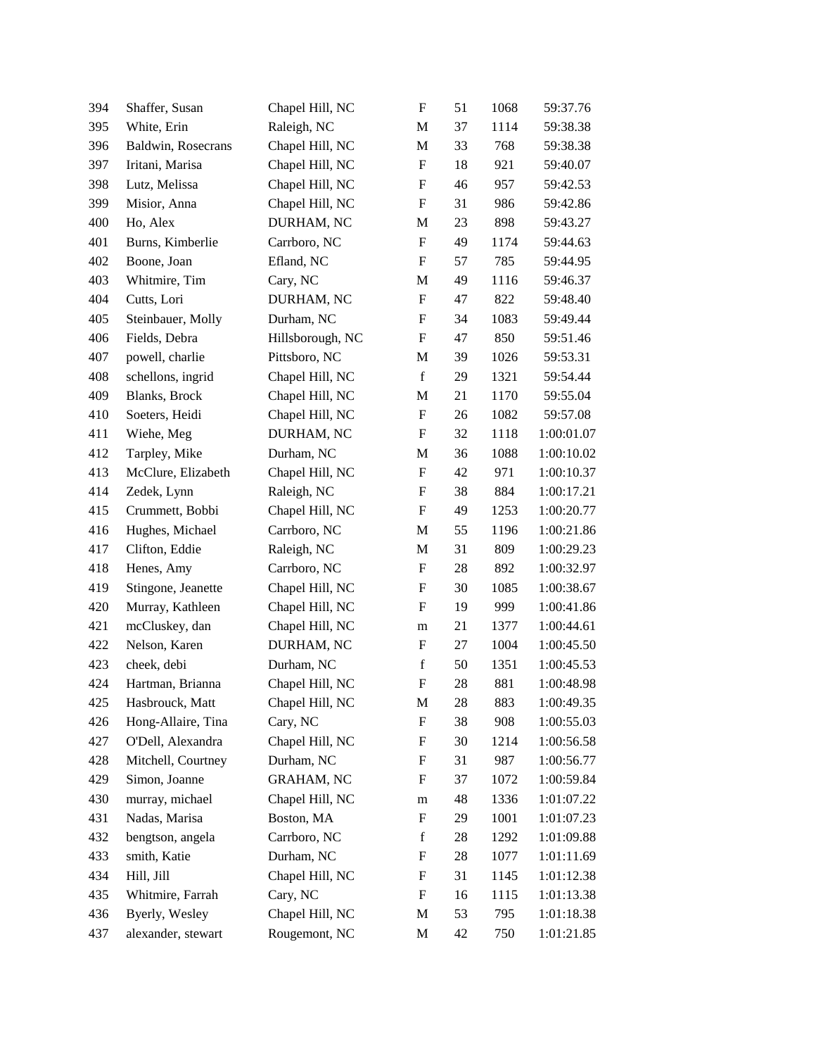| | | | | | | |
|---|---|---|---|---|---|---|
| 394 | Shaffer, Susan | Chapel Hill, NC | F | 51 | 1068 | 59:37.76 |
| 395 | White, Erin | Raleigh, NC | M | 37 | 1114 | 59:38.38 |
| 396 | Baldwin, Rosecrans | Chapel Hill, NC | M | 33 | 768 | 59:38.38 |
| 397 | Iritani, Marisa | Chapel Hill, NC | F | 18 | 921 | 59:40.07 |
| 398 | Lutz, Melissa | Chapel Hill, NC | F | 46 | 957 | 59:42.53 |
| 399 | Misior, Anna | Chapel Hill, NC | F | 31 | 986 | 59:42.86 |
| 400 | Ho, Alex | DURHAM, NC | M | 23 | 898 | 59:43.27 |
| 401 | Burns, Kimberlie | Carrboro, NC | F | 49 | 1174 | 59:44.63 |
| 402 | Boone, Joan | Efland, NC | F | 57 | 785 | 59:44.95 |
| 403 | Whitmire, Tim | Cary, NC | M | 49 | 1116 | 59:46.37 |
| 404 | Cutts, Lori | DURHAM, NC | F | 47 | 822 | 59:48.40 |
| 405 | Steinbauer, Molly | Durham, NC | F | 34 | 1083 | 59:49.44 |
| 406 | Fields, Debra | Hillsborough, NC | F | 47 | 850 | 59:51.46 |
| 407 | powell, charlie | Pittsboro, NC | M | 39 | 1026 | 59:53.31 |
| 408 | schellons, ingrid | Chapel Hill, NC | f | 29 | 1321 | 59:54.44 |
| 409 | Blanks, Brock | Chapel Hill, NC | M | 21 | 1170 | 59:55.04 |
| 410 | Soeters, Heidi | Chapel Hill, NC | F | 26 | 1082 | 59:57.08 |
| 411 | Wiehe, Meg | DURHAM, NC | F | 32 | 1118 | 1:00:01.07 |
| 412 | Tarpley, Mike | Durham, NC | M | 36 | 1088 | 1:00:10.02 |
| 413 | McClure, Elizabeth | Chapel Hill, NC | F | 42 | 971 | 1:00:10.37 |
| 414 | Zedek, Lynn | Raleigh, NC | F | 38 | 884 | 1:00:17.21 |
| 415 | Crummett, Bobbi | Chapel Hill, NC | F | 49 | 1253 | 1:00:20.77 |
| 416 | Hughes, Michael | Carrboro, NC | M | 55 | 1196 | 1:00:21.86 |
| 417 | Clifton, Eddie | Raleigh, NC | M | 31 | 809 | 1:00:29.23 |
| 418 | Henes, Amy | Carrboro, NC | F | 28 | 892 | 1:00:32.97 |
| 419 | Stingone, Jeanette | Chapel Hill, NC | F | 30 | 1085 | 1:00:38.67 |
| 420 | Murray, Kathleen | Chapel Hill, NC | F | 19 | 999 | 1:00:41.86 |
| 421 | mcCluskey, dan | Chapel Hill, NC | m | 21 | 1377 | 1:00:44.61 |
| 422 | Nelson, Karen | DURHAM, NC | F | 27 | 1004 | 1:00:45.50 |
| 423 | cheek, debi | Durham, NC | f | 50 | 1351 | 1:00:45.53 |
| 424 | Hartman, Brianna | Chapel Hill, NC | F | 28 | 881 | 1:00:48.98 |
| 425 | Hasbrouck, Matt | Chapel Hill, NC | M | 28 | 883 | 1:00:49.35 |
| 426 | Hong-Allaire, Tina | Cary, NC | F | 38 | 908 | 1:00:55.03 |
| 427 | O'Dell, Alexandra | Chapel Hill, NC | F | 30 | 1214 | 1:00:56.58 |
| 428 | Mitchell, Courtney | Durham, NC | F | 31 | 987 | 1:00:56.77 |
| 429 | Simon, Joanne | GRAHAM, NC | F | 37 | 1072 | 1:00:59.84 |
| 430 | murray, michael | Chapel Hill, NC | m | 48 | 1336 | 1:01:07.22 |
| 431 | Nadas, Marisa | Boston, MA | F | 29 | 1001 | 1:01:07.23 |
| 432 | bengtson, angela | Carrboro, NC | f | 28 | 1292 | 1:01:09.88 |
| 433 | smith, Katie | Durham, NC | F | 28 | 1077 | 1:01:11.69 |
| 434 | Hill, Jill | Chapel Hill, NC | F | 31 | 1145 | 1:01:12.38 |
| 435 | Whitmire, Farrah | Cary, NC | F | 16 | 1115 | 1:01:13.38 |
| 436 | Byerly, Wesley | Chapel Hill, NC | M | 53 | 795 | 1:01:18.38 |
| 437 | alexander, stewart | Rougemont, NC | M | 42 | 750 | 1:01:21.85 |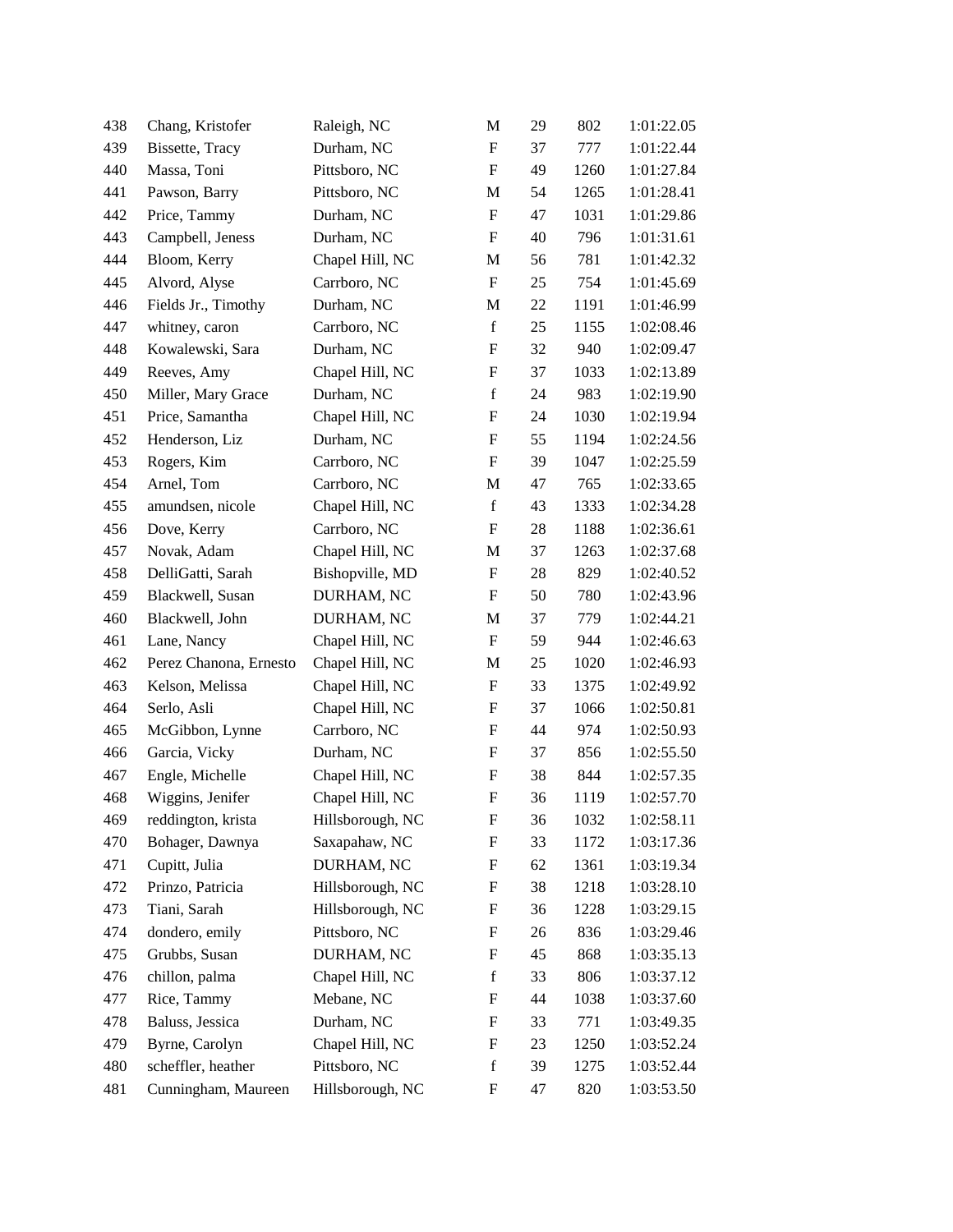| | | | | | | |
|---|---|---|---|---|---|---|
| 438 | Chang, Kristofer | Raleigh, NC | M | 29 | 802 | 1:01:22.05 |
| 439 | Bissette, Tracy | Durham, NC | F | 37 | 777 | 1:01:22.44 |
| 440 | Massa, Toni | Pittsboro, NC | F | 49 | 1260 | 1:01:27.84 |
| 441 | Pawson, Barry | Pittsboro, NC | M | 54 | 1265 | 1:01:28.41 |
| 442 | Price, Tammy | Durham, NC | F | 47 | 1031 | 1:01:29.86 |
| 443 | Campbell, Jeness | Durham, NC | F | 40 | 796 | 1:01:31.61 |
| 444 | Bloom, Kerry | Chapel Hill, NC | M | 56 | 781 | 1:01:42.32 |
| 445 | Alvord, Alyse | Carrboro, NC | F | 25 | 754 | 1:01:45.69 |
| 446 | Fields Jr., Timothy | Durham, NC | M | 22 | 1191 | 1:01:46.99 |
| 447 | whitney, caron | Carrboro, NC | f | 25 | 1155 | 1:02:08.46 |
| 448 | Kowalewski, Sara | Durham, NC | F | 32 | 940 | 1:02:09.47 |
| 449 | Reeves, Amy | Chapel Hill, NC | F | 37 | 1033 | 1:02:13.89 |
| 450 | Miller, Mary Grace | Durham, NC | f | 24 | 983 | 1:02:19.90 |
| 451 | Price, Samantha | Chapel Hill, NC | F | 24 | 1030 | 1:02:19.94 |
| 452 | Henderson, Liz | Durham, NC | F | 55 | 1194 | 1:02:24.56 |
| 453 | Rogers, Kim | Carrboro, NC | F | 39 | 1047 | 1:02:25.59 |
| 454 | Arnel, Tom | Carrboro, NC | M | 47 | 765 | 1:02:33.65 |
| 455 | amundsen, nicole | Chapel Hill, NC | f | 43 | 1333 | 1:02:34.28 |
| 456 | Dove, Kerry | Carrboro, NC | F | 28 | 1188 | 1:02:36.61 |
| 457 | Novak, Adam | Chapel Hill, NC | M | 37 | 1263 | 1:02:37.68 |
| 458 | DelliGatti, Sarah | Bishopville, MD | F | 28 | 829 | 1:02:40.52 |
| 459 | Blackwell, Susan | DURHAM, NC | F | 50 | 780 | 1:02:43.96 |
| 460 | Blackwell, John | DURHAM, NC | M | 37 | 779 | 1:02:44.21 |
| 461 | Lane, Nancy | Chapel Hill, NC | F | 59 | 944 | 1:02:46.63 |
| 462 | Perez Chanona, Ernesto | Chapel Hill, NC | M | 25 | 1020 | 1:02:46.93 |
| 463 | Kelson, Melissa | Chapel Hill, NC | F | 33 | 1375 | 1:02:49.92 |
| 464 | Serlo, Asli | Chapel Hill, NC | F | 37 | 1066 | 1:02:50.81 |
| 465 | McGibbon, Lynne | Carrboro, NC | F | 44 | 974 | 1:02:50.93 |
| 466 | Garcia, Vicky | Durham, NC | F | 37 | 856 | 1:02:55.50 |
| 467 | Engle, Michelle | Chapel Hill, NC | F | 38 | 844 | 1:02:57.35 |
| 468 | Wiggins, Jenifer | Chapel Hill, NC | F | 36 | 1119 | 1:02:57.70 |
| 469 | reddington, krista | Hillsborough, NC | F | 36 | 1032 | 1:02:58.11 |
| 470 | Bohager, Dawnya | Saxapahaw, NC | F | 33 | 1172 | 1:03:17.36 |
| 471 | Cupitt, Julia | DURHAM, NC | F | 62 | 1361 | 1:03:19.34 |
| 472 | Prinzo, Patricia | Hillsborough, NC | F | 38 | 1218 | 1:03:28.10 |
| 473 | Tiani, Sarah | Hillsborough, NC | F | 36 | 1228 | 1:03:29.15 |
| 474 | dondero, emily | Pittsboro, NC | F | 26 | 836 | 1:03:29.46 |
| 475 | Grubbs, Susan | DURHAM, NC | F | 45 | 868 | 1:03:35.13 |
| 476 | chillon, palma | Chapel Hill, NC | f | 33 | 806 | 1:03:37.12 |
| 477 | Rice, Tammy | Mebane, NC | F | 44 | 1038 | 1:03:37.60 |
| 478 | Baluss, Jessica | Durham, NC | F | 33 | 771 | 1:03:49.35 |
| 479 | Byrne, Carolyn | Chapel Hill, NC | F | 23 | 1250 | 1:03:52.24 |
| 480 | scheffler, heather | Pittsboro, NC | f | 39 | 1275 | 1:03:52.44 |
| 481 | Cunningham, Maureen | Hillsborough, NC | F | 47 | 820 | 1:03:53.50 |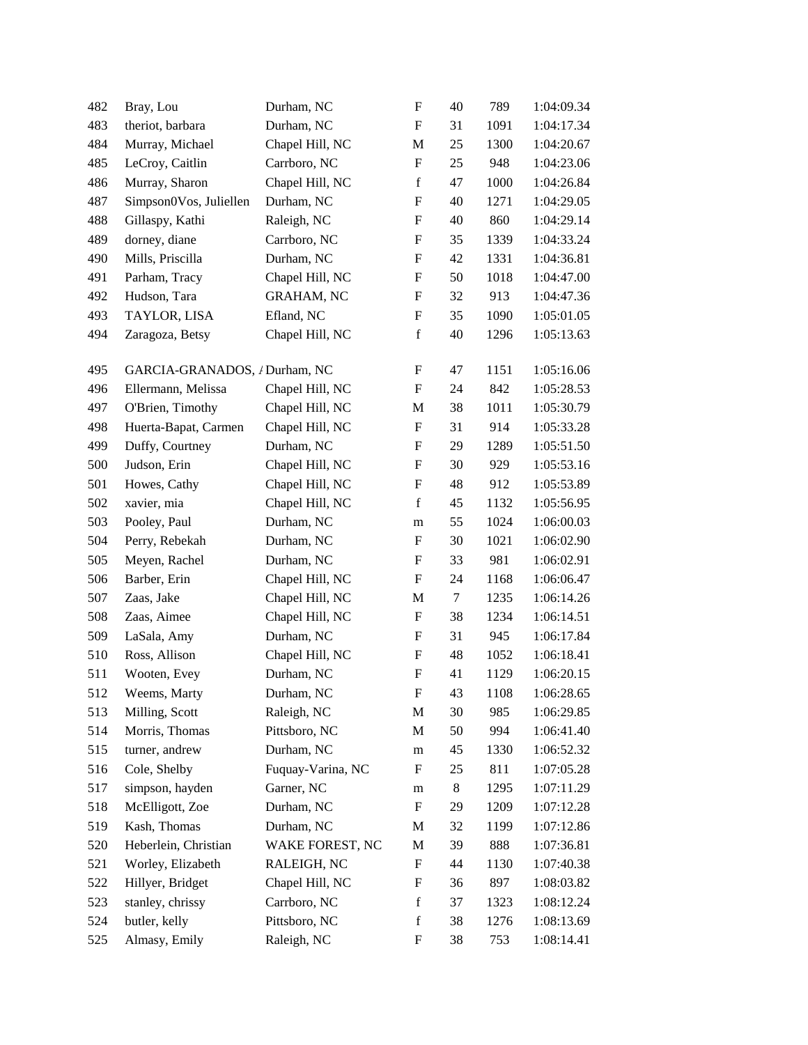| | | | | | | |
|---|---|---|---|---|---|---|
| 482 | Bray, Lou | Durham, NC | F | 40 | 789 | 1:04:09.34 |
| 483 | theriot, barbara | Durham, NC | F | 31 | 1091 | 1:04:17.34 |
| 484 | Murray, Michael | Chapel Hill, NC | M | 25 | 1300 | 1:04:20.67 |
| 485 | LeCroy, Caitlin | Carrboro, NC | F | 25 | 948 | 1:04:23.06 |
| 486 | Murray, Sharon | Chapel Hill, NC | f | 47 | 1000 | 1:04:26.84 |
| 487 | Simpson0Vos, Juliellen | Durham, NC | F | 40 | 1271 | 1:04:29.05 |
| 488 | Gillaspy, Kathi | Raleigh, NC | F | 40 | 860 | 1:04:29.14 |
| 489 | dorney, diane | Carrboro, NC | F | 35 | 1339 | 1:04:33.24 |
| 490 | Mills, Priscilla | Durham, NC | F | 42 | 1331 | 1:04:36.81 |
| 491 | Parham, Tracy | Chapel Hill, NC | F | 50 | 1018 | 1:04:47.00 |
| 492 | Hudson, Tara | GRAHAM, NC | F | 32 | 913 | 1:04:47.36 |
| 493 | TAYLOR, LISA | Efland, NC | F | 35 | 1090 | 1:05:01.05 |
| 494 | Zaragoza, Betsy | Chapel Hill, NC | f | 40 | 1296 | 1:05:13.63 |
| 495 | GARCIA-GRANADOS, A | Durham, NC | F | 47 | 1151 | 1:05:16.06 |
| 496 | Ellermann, Melissa | Chapel Hill, NC | F | 24 | 842 | 1:05:28.53 |
| 497 | O'Brien, Timothy | Chapel Hill, NC | M | 38 | 1011 | 1:05:30.79 |
| 498 | Huerta-Bapat, Carmen | Chapel Hill, NC | F | 31 | 914 | 1:05:33.28 |
| 499 | Duffy, Courtney | Durham, NC | F | 29 | 1289 | 1:05:51.50 |
| 500 | Judson, Erin | Chapel Hill, NC | F | 30 | 929 | 1:05:53.16 |
| 501 | Howes, Cathy | Chapel Hill, NC | F | 48 | 912 | 1:05:53.89 |
| 502 | xavier, mia | Chapel Hill, NC | f | 45 | 1132 | 1:05:56.95 |
| 503 | Pooley, Paul | Durham, NC | m | 55 | 1024 | 1:06:00.03 |
| 504 | Perry, Rebekah | Durham, NC | F | 30 | 1021 | 1:06:02.90 |
| 505 | Meyen, Rachel | Durham, NC | F | 33 | 981 | 1:06:02.91 |
| 506 | Barber, Erin | Chapel Hill, NC | F | 24 | 1168 | 1:06:06.47 |
| 507 | Zaas, Jake | Chapel Hill, NC | M | 7 | 1235 | 1:06:14.26 |
| 508 | Zaas, Aimee | Chapel Hill, NC | F | 38 | 1234 | 1:06:14.51 |
| 509 | LaSala, Amy | Durham, NC | F | 31 | 945 | 1:06:17.84 |
| 510 | Ross, Allison | Chapel Hill, NC | F | 48 | 1052 | 1:06:18.41 |
| 511 | Wooten, Evey | Durham, NC | F | 41 | 1129 | 1:06:20.15 |
| 512 | Weems, Marty | Durham, NC | F | 43 | 1108 | 1:06:28.65 |
| 513 | Milling, Scott | Raleigh, NC | M | 30 | 985 | 1:06:29.85 |
| 514 | Morris, Thomas | Pittsboro, NC | M | 50 | 994 | 1:06:41.40 |
| 515 | turner, andrew | Durham, NC | m | 45 | 1330 | 1:06:52.32 |
| 516 | Cole, Shelby | Fuquay-Varina, NC | F | 25 | 811 | 1:07:05.28 |
| 517 | simpson, hayden | Garner, NC | m | 8 | 1295 | 1:07:11.29 |
| 518 | McElligott, Zoe | Durham, NC | F | 29 | 1209 | 1:07:12.28 |
| 519 | Kash, Thomas | Durham, NC | M | 32 | 1199 | 1:07:12.86 |
| 520 | Heberlein, Christian | WAKE FOREST, NC | M | 39 | 888 | 1:07:36.81 |
| 521 | Worley, Elizabeth | RALEIGH, NC | F | 44 | 1130 | 1:07:40.38 |
| 522 | Hillyer, Bridget | Chapel Hill, NC | F | 36 | 897 | 1:08:03.82 |
| 523 | stanley, chrissy | Carrboro, NC | f | 37 | 1323 | 1:08:12.24 |
| 524 | butler, kelly | Pittsboro, NC | f | 38 | 1276 | 1:08:13.69 |
| 525 | Almasy, Emily | Raleigh, NC | F | 38 | 753 | 1:08:14.41 |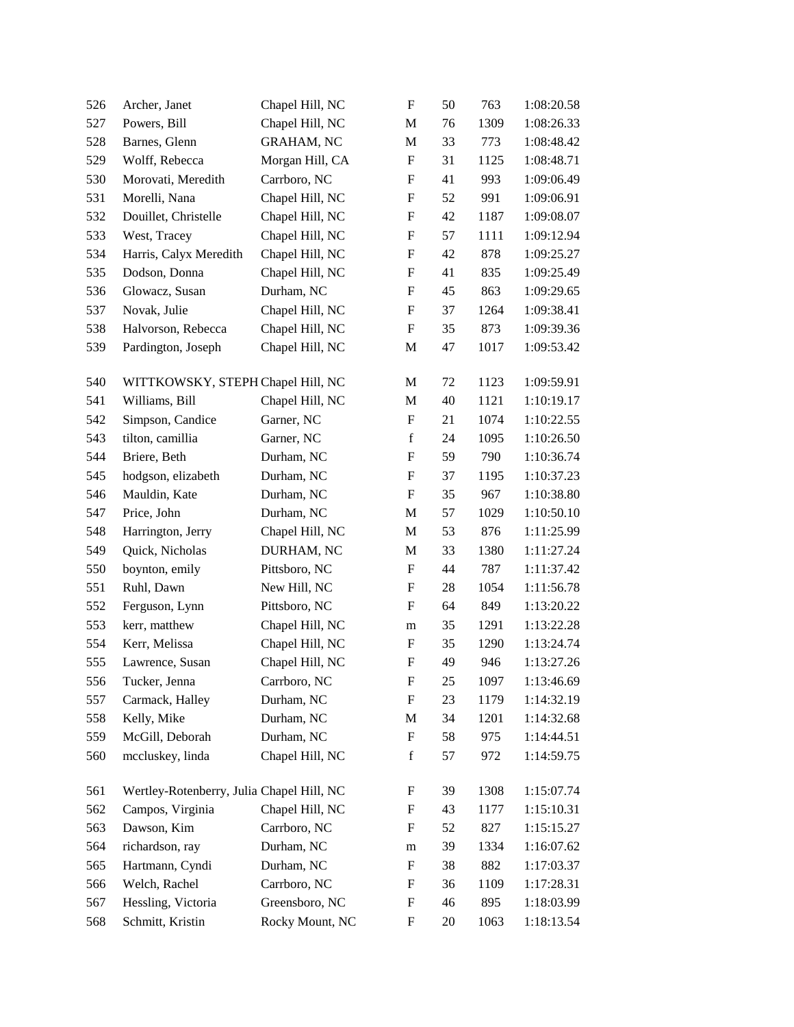| | | | | | | |
|---|---|---|---|---|---|---|
| 526 | Archer, Janet | Chapel Hill, NC | F | 50 | 763 | 1:08:20.58 |
| 527 | Powers, Bill | Chapel Hill, NC | M | 76 | 1309 | 1:08:26.33 |
| 528 | Barnes, Glenn | GRAHAM, NC | M | 33 | 773 | 1:08:48.42 |
| 529 | Wolff, Rebecca | Morgan Hill, CA | F | 31 | 1125 | 1:08:48.71 |
| 530 | Morovati, Meredith | Carrboro, NC | F | 41 | 993 | 1:09:06.49 |
| 531 | Morelli, Nana | Chapel Hill, NC | F | 52 | 991 | 1:09:06.91 |
| 532 | Douillet, Christelle | Chapel Hill, NC | F | 42 | 1187 | 1:09:08.07 |
| 533 | West, Tracey | Chapel Hill, NC | F | 57 | 1111 | 1:09:12.94 |
| 534 | Harris, Calyx Meredith | Chapel Hill, NC | F | 42 | 878 | 1:09:25.27 |
| 535 | Dodson, Donna | Chapel Hill, NC | F | 41 | 835 | 1:09:25.49 |
| 536 | Glowacz, Susan | Durham, NC | F | 45 | 863 | 1:09:29.65 |
| 537 | Novak, Julie | Chapel Hill, NC | F | 37 | 1264 | 1:09:38.41 |
| 538 | Halvorson, Rebecca | Chapel Hill, NC | F | 35 | 873 | 1:09:39.36 |
| 539 | Pardington, Joseph | Chapel Hill, NC | M | 47 | 1017 | 1:09:53.42 |
| 540 | WITTKOWSKY, STEPH | Chapel Hill, NC | M | 72 | 1123 | 1:09:59.91 |
| 541 | Williams, Bill | Chapel Hill, NC | M | 40 | 1121 | 1:10:19.17 |
| 542 | Simpson, Candice | Garner, NC | F | 21 | 1074 | 1:10:22.55 |
| 543 | tilton, camillia | Garner, NC | f | 24 | 1095 | 1:10:26.50 |
| 544 | Briere, Beth | Durham, NC | F | 59 | 790 | 1:10:36.74 |
| 545 | hodgson, elizabeth | Durham, NC | F | 37 | 1195 | 1:10:37.23 |
| 546 | Mauldin, Kate | Durham, NC | F | 35 | 967 | 1:10:38.80 |
| 547 | Price, John | Durham, NC | M | 57 | 1029 | 1:10:50.10 |
| 548 | Harrington, Jerry | Chapel Hill, NC | M | 53 | 876 | 1:11:25.99 |
| 549 | Quick, Nicholas | DURHAM, NC | M | 33 | 1380 | 1:11:27.24 |
| 550 | boynton, emily | Pittsboro, NC | F | 44 | 787 | 1:11:37.42 |
| 551 | Ruhl, Dawn | New Hill, NC | F | 28 | 1054 | 1:11:56.78 |
| 552 | Ferguson, Lynn | Pittsboro, NC | F | 64 | 849 | 1:13:20.22 |
| 553 | kerr, matthew | Chapel Hill, NC | m | 35 | 1291 | 1:13:22.28 |
| 554 | Kerr, Melissa | Chapel Hill, NC | F | 35 | 1290 | 1:13:24.74 |
| 555 | Lawrence, Susan | Chapel Hill, NC | F | 49 | 946 | 1:13:27.26 |
| 556 | Tucker, Jenna | Carrboro, NC | F | 25 | 1097 | 1:13:46.69 |
| 557 | Carmack, Halley | Durham, NC | F | 23 | 1179 | 1:14:32.19 |
| 558 | Kelly, Mike | Durham, NC | M | 34 | 1201 | 1:14:32.68 |
| 559 | McGill, Deborah | Durham, NC | F | 58 | 975 | 1:14:44.51 |
| 560 | mccluskey, linda | Chapel Hill, NC | f | 57 | 972 | 1:14:59.75 |
| 561 | Wertley-Rotenberry, Julia | Chapel Hill, NC | F | 39 | 1308 | 1:15:07.74 |
| 562 | Campos, Virginia | Chapel Hill, NC | F | 43 | 1177 | 1:15:10.31 |
| 563 | Dawson, Kim | Carrboro, NC | F | 52 | 827 | 1:15:15.27 |
| 564 | richardson, ray | Durham, NC | m | 39 | 1334 | 1:16:07.62 |
| 565 | Hartmann, Cyndi | Durham, NC | F | 38 | 882 | 1:17:03.37 |
| 566 | Welch, Rachel | Carrboro, NC | F | 36 | 1109 | 1:17:28.31 |
| 567 | Hessling, Victoria | Greensboro, NC | F | 46 | 895 | 1:18:03.99 |
| 568 | Schmitt, Kristin | Rocky Mount, NC | F | 20 | 1063 | 1:18:13.54 |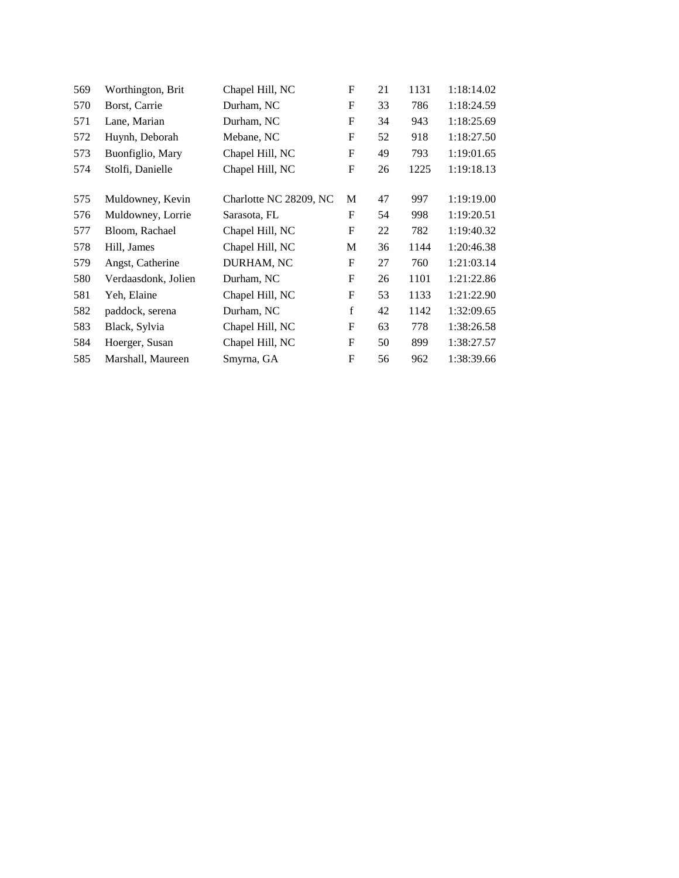| | | | | | | |
|---|---|---|---|---|---|---|
| 569 | Worthington, Brit | Chapel Hill, NC | F | 21 | 1131 | 1:18:14.02 |
| 570 | Borst, Carrie | Durham, NC | F | 33 | 786 | 1:18:24.59 |
| 571 | Lane, Marian | Durham, NC | F | 34 | 943 | 1:18:25.69 |
| 572 | Huynh, Deborah | Mebane, NC | F | 52 | 918 | 1:18:27.50 |
| 573 | Buonfiglio, Mary | Chapel Hill, NC | F | 49 | 793 | 1:19:01.65 |
| 574 | Stolfi, Danielle | Chapel Hill, NC | F | 26 | 1225 | 1:19:18.13 |
| 575 | Muldowney, Kevin | Charlotte NC 28209, NC | M | 47 | 997 | 1:19:19.00 |
| 576 | Muldowney, Lorrie | Sarasota, FL | F | 54 | 998 | 1:19:20.51 |
| 577 | Bloom, Rachael | Chapel Hill, NC | F | 22 | 782 | 1:19:40.32 |
| 578 | Hill, James | Chapel Hill, NC | M | 36 | 1144 | 1:20:46.38 |
| 579 | Angst, Catherine | DURHAM, NC | F | 27 | 760 | 1:21:03.14 |
| 580 | Verdaasdonk, Jolien | Durham, NC | F | 26 | 1101 | 1:21:22.86 |
| 581 | Yeh, Elaine | Chapel Hill, NC | F | 53 | 1133 | 1:21:22.90 |
| 582 | paddock, serena | Durham, NC | f | 42 | 1142 | 1:32:09.65 |
| 583 | Black, Sylvia | Chapel Hill, NC | F | 63 | 778 | 1:38:26.58 |
| 584 | Hoerger, Susan | Chapel Hill, NC | F | 50 | 899 | 1:38:27.57 |
| 585 | Marshall, Maureen | Smyrna, GA | F | 56 | 962 | 1:38:39.66 |